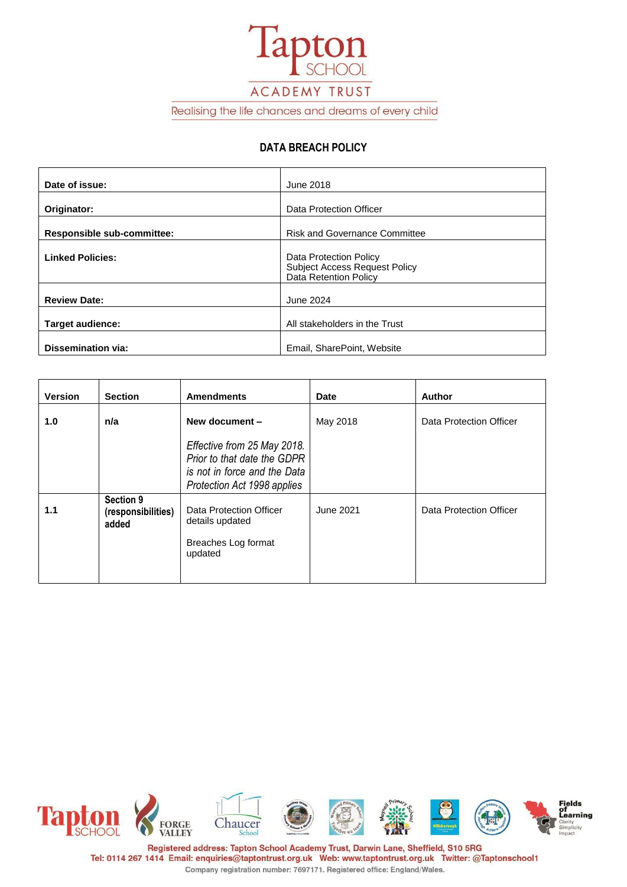Tapton SCHOOL ACADEMY TRUST

Realising the life chances and dreams of every child

# DATA BREACH POLICY

| | |
|---|---|
| **Date of issue:** | June 2018 |
| **Originator:** | Data Protection Officer |
| **Responsible sub-committee:** | Risk and Governance Committee |
| **Linked Policies:** | Data Protection Policy<br>Subject Access Request Policy<br>Data Retention Policy |
| **Review Date:** | June 2024 |
| **Target audience:** | All stakeholders in the Trust |
| **Dissemination via:** | Email, SharePoint, Website |

| Version | Section | Amendments | Date | Author |
|---|---|---|---|---|
| **1.0** | **n/a** | **New document –**<br><br>*Effective from 25 May 2018. Prior to that date the GDPR is not in force and the Data Protection Act 1998 applies* | May 2018 | Data Protection Officer |
| **1.1** | **Section 9 (responsibilities) added** | Data Protection Officer details updated<br><br>Breaches Log format updated | June 2021 | Data Protection Officer |

Registered address: Tapton School Academy Trust, Darwin Lane, Sheffield, S10 5RG
Tel: 0114 267 1414 Email: enquiries@taptontrust.org.uk Web: www.taptontrust.org.uk Twitter: @Taptonschool1
Company registration number: 7697171. Registered office: England/Wales.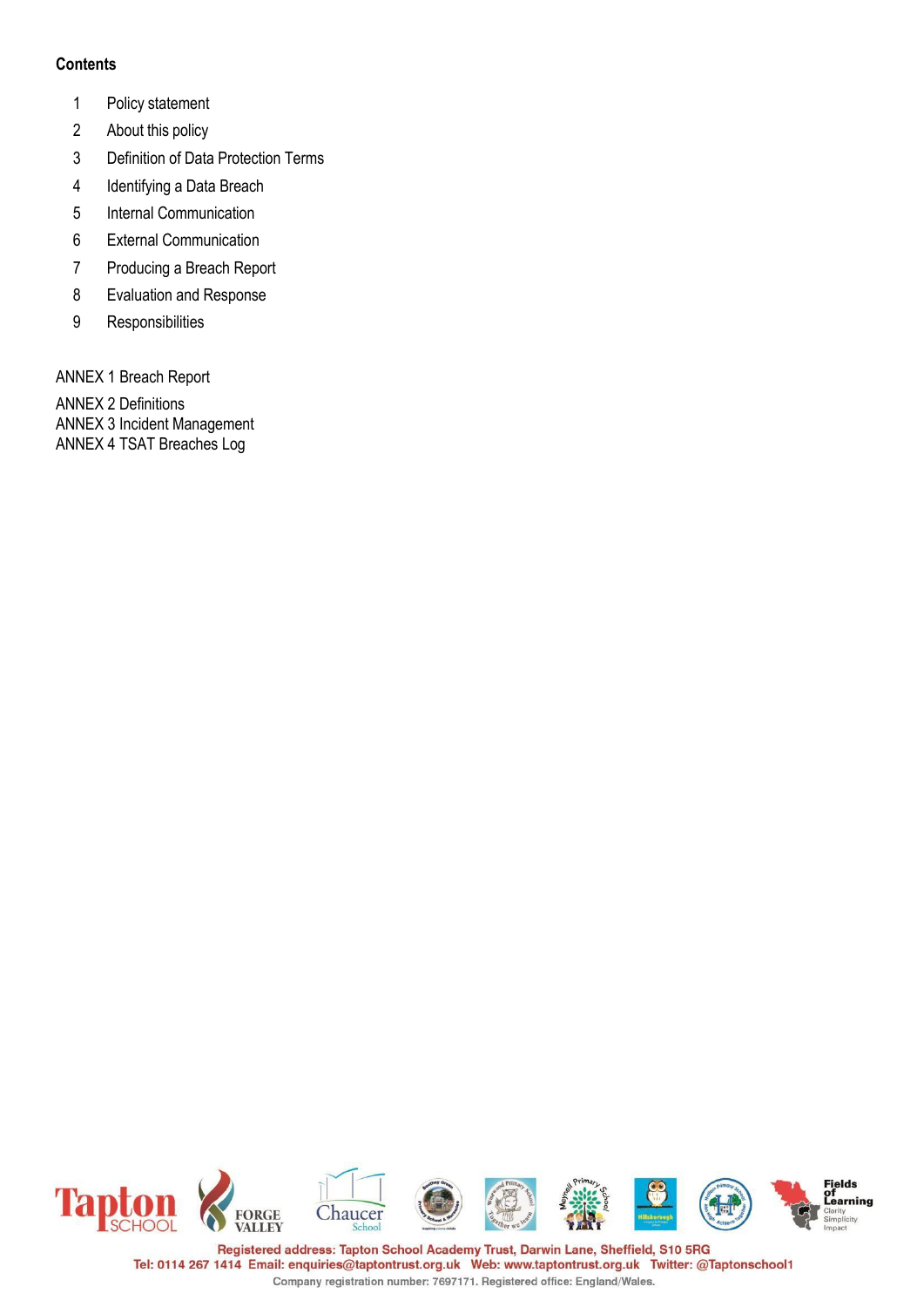**Contents**

1. Policy statement
2. About this policy
3. Definition of Data Protection Terms
4. Identifying a Data Breach
5. Internal Communication
6. External Communication
7. Producing a Breach Report
8. Evaluation and Response
9. Responsibilities

ANNEX 1 Breach Report

ANNEX 2 Definitions

ANNEX 3 Incident Management

ANNEX 4 TSAT Breaches Log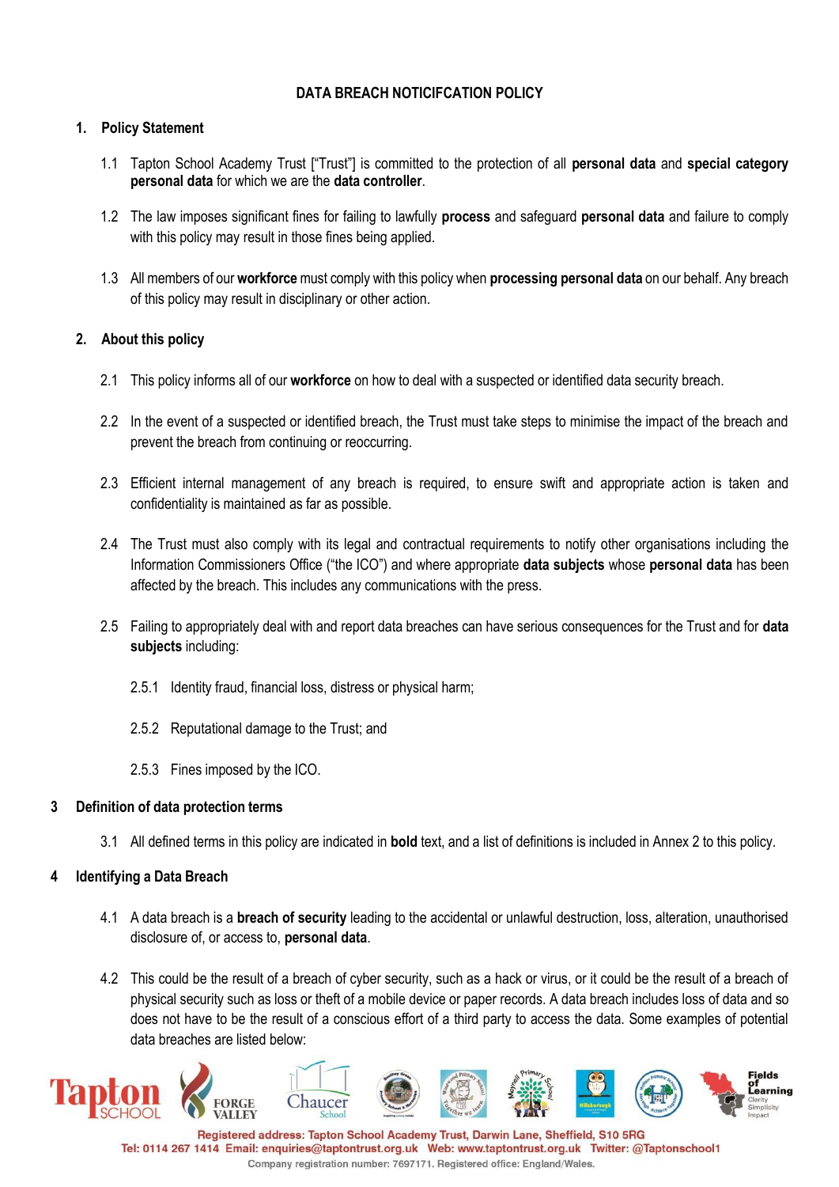# DATA BREACH NOTICIFCATION POLICY

## 1. Policy Statement

1.1 Tapton School Academy Trust ["Trust"] is committed to the protection of all **personal data** and **special category personal data** for which we are the **data controller**.

1.2 The law imposes significant fines for failing to lawfully **process** and safeguard **personal data** and failure to comply with this policy may result in those fines being applied.

1.3 All members of our **workforce** must comply with this policy when **processing personal data** on our behalf. Any breach of this policy may result in disciplinary or other action.

## 2. About this policy

2.1 This policy informs all of our **workforce** on how to deal with a suspected or identified data security breach.

2.2 In the event of a suspected or identified breach, the Trust must take steps to minimise the impact of the breach and prevent the breach from continuing or reoccurring.

2.3 Efficient internal management of any breach is required, to ensure swift and appropriate action is taken and confidentiality is maintained as far as possible.

2.4 The Trust must also comply with its legal and contractual requirements to notify other organisations including the Information Commissioners Office ("the ICO") and where appropriate **data subjects** whose **personal data** has been affected by the breach. This includes any communications with the press.

2.5 Failing to appropriately deal with and report data breaches can have serious consequences for the Trust and for **data subjects** including:

2.5.1 Identity fraud, financial loss, distress or physical harm;

2.5.2 Reputational damage to the Trust; and

2.5.3 Fines imposed by the ICO.

## 3 Definition of data protection terms

3.1 All defined terms in this policy are indicated in **bold** text, and a list of definitions is included in Annex 2 to this policy.

## 4 Identifying a Data Breach

4.1 A data breach is a **breach of security** leading to the accidental or unlawful destruction, loss, alteration, unauthorised disclosure of, or access to, **personal data**.

4.2 This could be the result of a breach of cyber security, such as a hack or virus, or it could be the result of a breach of physical security such as loss or theft of a mobile device or paper records. A data breach includes loss of data and so does not have to be the result of a conscious effort of a third party to access the data. Some examples of potential data breaches are listed below: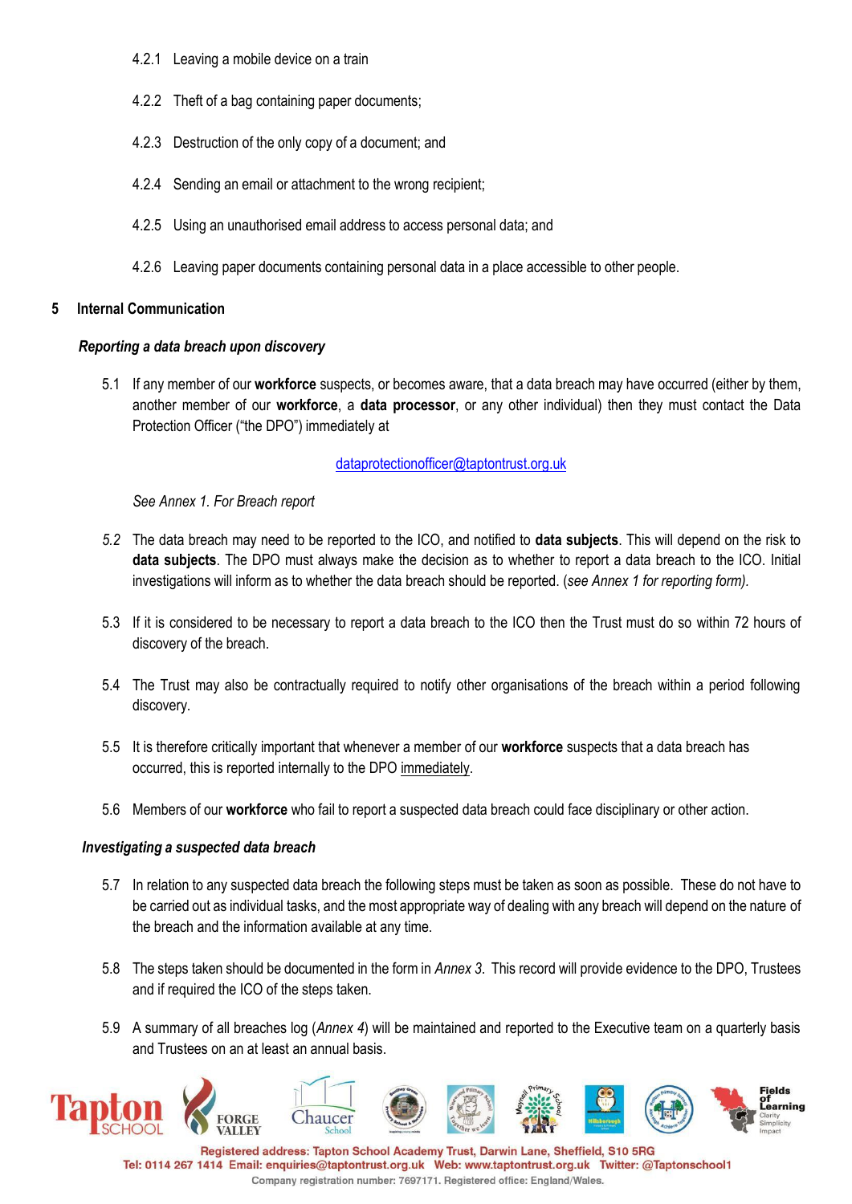4.2.1 Leaving a mobile device on a train

4.2.2 Theft of a bag containing paper documents;

4.2.3 Destruction of the only copy of a document; and

4.2.4 Sending an email or attachment to the wrong recipient;

4.2.5 Using an unauthorised email address to access personal data; and

4.2.6 Leaving paper documents containing personal data in a place accessible to other people.

## 5 Internal Communication

***Reporting a data breach upon discovery***

5.1 If any member of our **workforce** suspects, or becomes aware, that a data breach may have occurred (either by them, another member of our **workforce**, a **data processor**, or any other individual) then they must contact the Data Protection Officer ("the DPO") immediately at

dataprotectionofficer@taptontrust.org.uk

*See Annex 1. For Breach report*

*5.2* The data breach may need to be reported to the ICO, and notified to **data subjects**. This will depend on the risk to **data subjects**. The DPO must always make the decision as to whether to report a data breach to the ICO. Initial investigations will inform as to whether the data breach should be reported. (*see Annex 1 for reporting form).*

5.3 If it is considered to be necessary to report a data breach to the ICO then the Trust must do so within 72 hours of discovery of the breach.

5.4 The Trust may also be contractually required to notify other organisations of the breach within a period following discovery.

5.5 It is therefore critically important that whenever a member of our **workforce** suspects that a data breach has occurred, this is reported internally to the DPO <u>immediately</u>.

5.6 Members of our **workforce** who fail to report a suspected data breach could face disciplinary or other action.

***Investigating a suspected data breach***

5.7 In relation to any suspected data breach the following steps must be taken as soon as possible. These do not have to be carried out as individual tasks, and the most appropriate way of dealing with any breach will depend on the nature of the breach and the information available at any time.

5.8 The steps taken should be documented in the form in *Annex 3*. This record will provide evidence to the DPO, Trustees and if required the ICO of the steps taken.

5.9 A summary of all breaches log (*Annex 4*) will be maintained and reported to the Executive team on a quarterly basis and Trustees on an at least an annual basis.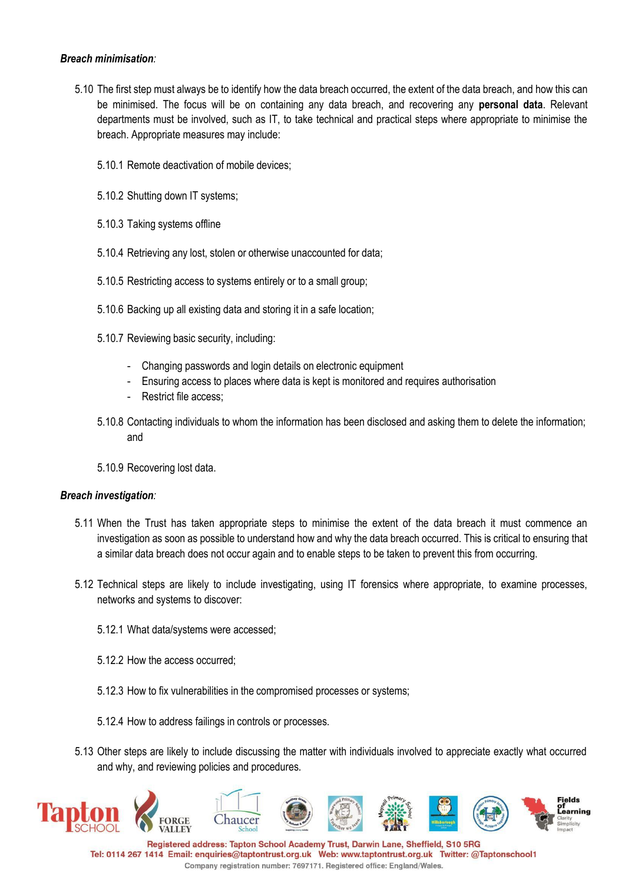***Breach minimisation:***

5.10 The first step must always be to identify how the data breach occurred, the extent of the data breach, and how this can be minimised. The focus will be on containing any data breach, and recovering any **personal data**. Relevant departments must be involved, such as IT, to take technical and practical steps where appropriate to minimise the breach. Appropriate measures may include:

5.10.1 Remote deactivation of mobile devices;

5.10.2 Shutting down IT systems;

5.10.3 Taking systems offline

5.10.4 Retrieving any lost, stolen or otherwise unaccounted for data;

5.10.5 Restricting access to systems entirely or to a small group;

5.10.6 Backing up all existing data and storing it in a safe location;

5.10.7 Reviewing basic security, including:

- Changing passwords and login details on electronic equipment
- Ensuring access to places where data is kept is monitored and requires authorisation
- Restrict file access;

5.10.8 Contacting individuals to whom the information has been disclosed and asking them to delete the information; and

5.10.9 Recovering lost data.

***Breach investigation:***

5.11 When the Trust has taken appropriate steps to minimise the extent of the data breach it must commence an investigation as soon as possible to understand how and why the data breach occurred. This is critical to ensuring that a similar data breach does not occur again and to enable steps to be taken to prevent this from occurring.

5.12 Technical steps are likely to include investigating, using IT forensics where appropriate, to examine processes, networks and systems to discover:

5.12.1 What data/systems were accessed;

5.12.2 How the access occurred;

5.12.3 How to fix vulnerabilities in the compromised processes or systems;

5.12.4 How to address failings in controls or processes.

5.13 Other steps are likely to include discussing the matter with individuals involved to appreciate exactly what occurred and why, and reviewing policies and procedures.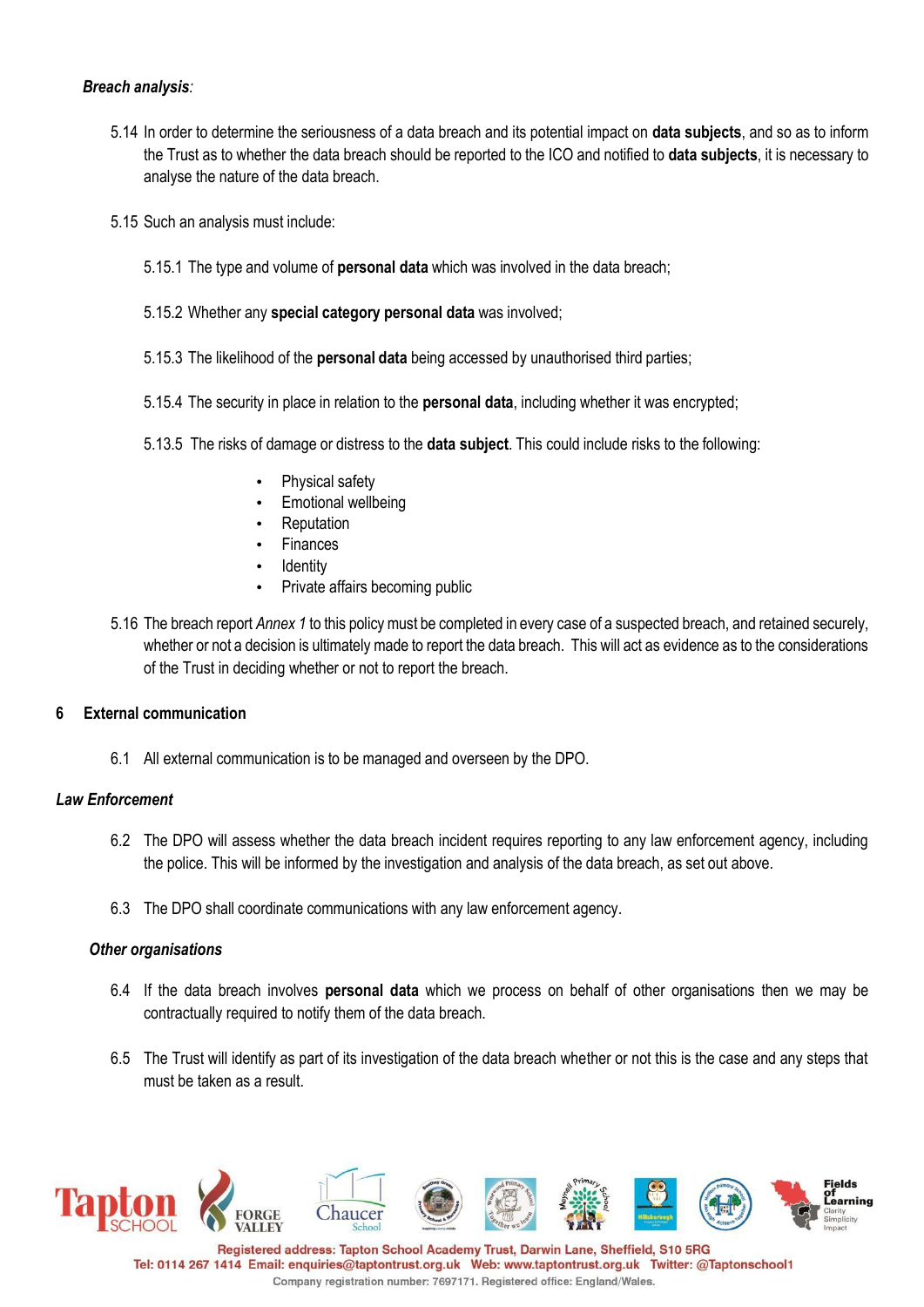***Breach analysis**:*

5.14 In order to determine the seriousness of a data breach and its potential impact on **data subjects**, and so as to inform the Trust as to whether the data breach should be reported to the ICO and notified to **data subjects**, it is necessary to analyse the nature of the data breach.

5.15 Such an analysis must include:

5.15.1 The type and volume of **personal data** which was involved in the data breach;

5.15.2 Whether any **special category personal data** was involved;

5.15.3 The likelihood of the **personal data** being accessed by unauthorised third parties;

5.15.4 The security in place in relation to the **personal data**, including whether it was encrypted;

5.13.5 The risks of damage or distress to the **data subject**. This could include risks to the following:

- Physical safety
- Emotional wellbeing
- Reputation
- Finances
- Identity
- Private affairs becoming public

5.16 The breach report *Annex 1* to this policy must be completed in every case of a suspected breach, and retained securely, whether or not a decision is ultimately made to report the data breach. This will act as evidence as to the considerations of the Trust in deciding whether or not to report the breach.

## 6 External communication

6.1 All external communication is to be managed and overseen by the DPO.

***Law Enforcement***

6.2 The DPO will assess whether the data breach incident requires reporting to any law enforcement agency, including the police. This will be informed by the investigation and analysis of the data breach, as set out above.

6.3 The DPO shall coordinate communications with any law enforcement agency.

***Other organisations***

6.4 If the data breach involves **personal data** which we process on behalf of other organisations then we may be contractually required to notify them of the data breach.

6.5 The Trust will identify as part of its investigation of the data breach whether or not this is the case and any steps that must be taken as a result.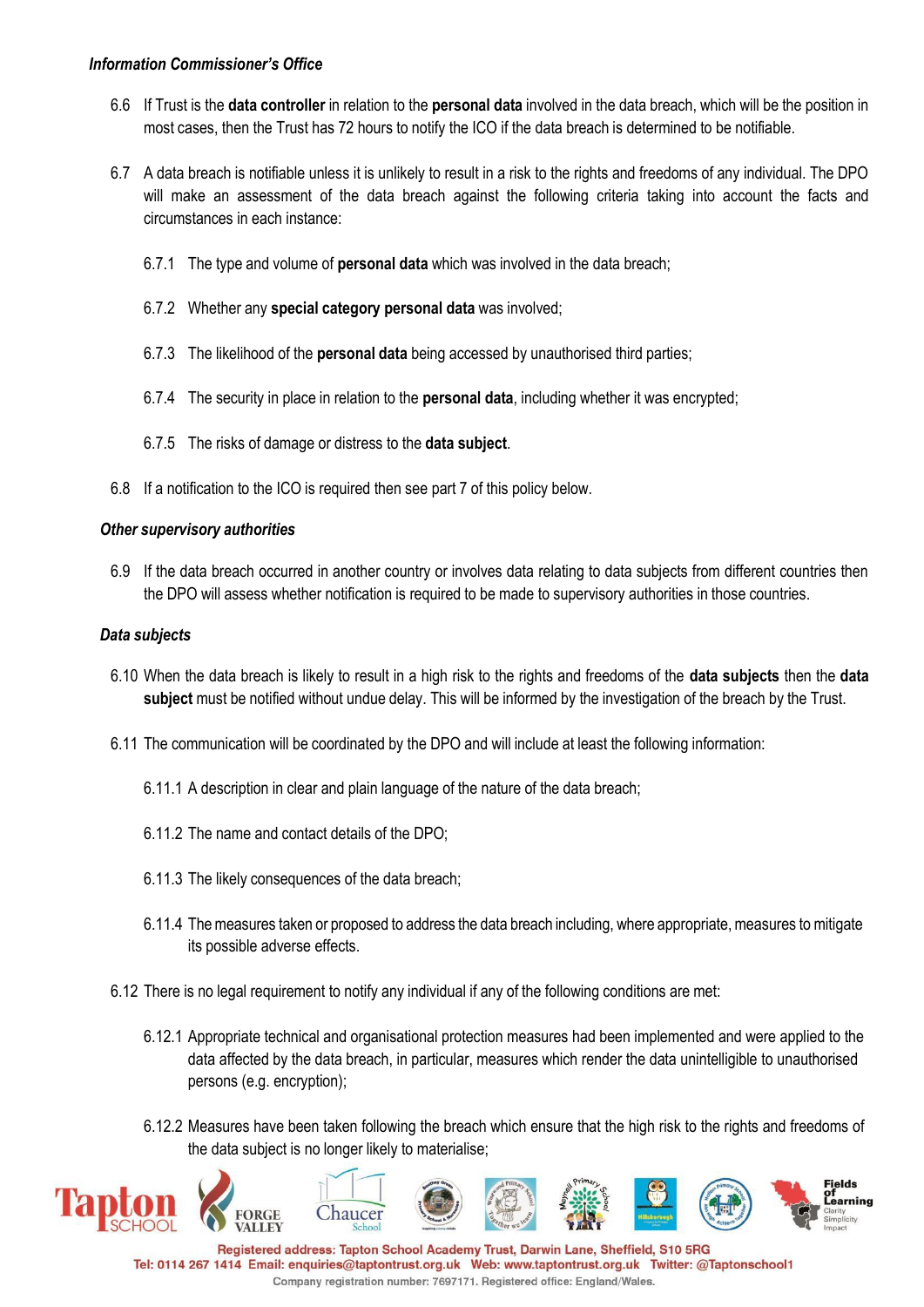*Information Commissioner's Office*

6.6 If Trust is the **data controller** in relation to the **personal data** involved in the data breach, which will be the position in most cases, then the Trust has 72 hours to notify the ICO if the data breach is determined to be notifiable.

6.7 A data breach is notifiable unless it is unlikely to result in a risk to the rights and freedoms of any individual. The DPO will make an assessment of the data breach against the following criteria taking into account the facts and circumstances in each instance:

6.7.1 The type and volume of **personal data** which was involved in the data breach;

6.7.2 Whether any **special category personal data** was involved;

6.7.3 The likelihood of the **personal data** being accessed by unauthorised third parties;

6.7.4 The security in place in relation to the **personal data**, including whether it was encrypted;

6.7.5 The risks of damage or distress to the **data subject**.

6.8 If a notification to the ICO is required then see part 7 of this policy below.

*Other supervisory authorities*

6.9 If the data breach occurred in another country or involves data relating to data subjects from different countries then the DPO will assess whether notification is required to be made to supervisory authorities in those countries.

*Data subjects*

6.10 When the data breach is likely to result in a high risk to the rights and freedoms of the **data subjects** then the **data subject** must be notified without undue delay. This will be informed by the investigation of the breach by the Trust.

6.11 The communication will be coordinated by the DPO and will include at least the following information:

6.11.1 A description in clear and plain language of the nature of the data breach;

6.11.2 The name and contact details of the DPO;

6.11.3 The likely consequences of the data breach;

6.11.4 The measures taken or proposed to address the data breach including, where appropriate, measures to mitigate its possible adverse effects.

6.12 There is no legal requirement to notify any individual if any of the following conditions are met:

6.12.1 Appropriate technical and organisational protection measures had been implemented and were applied to the data affected by the data breach, in particular, measures which render the data unintelligible to unauthorised persons (e.g. encryption);

6.12.2 Measures have been taken following the breach which ensure that the high risk to the rights and freedoms of the data subject is no longer likely to materialise;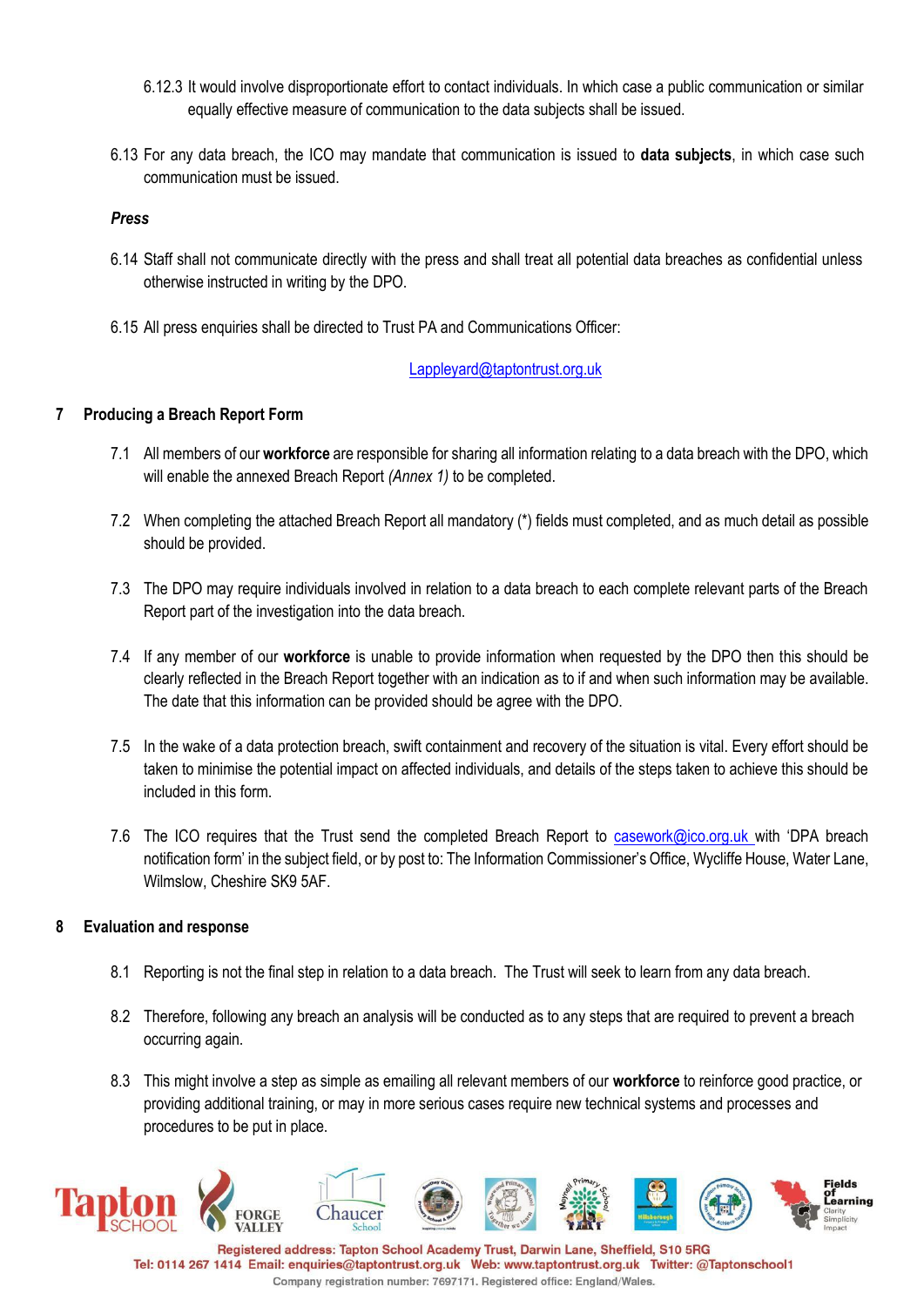6.12.3 It would involve disproportionate effort to contact individuals. In which case a public communication or similar equally effective measure of communication to the data subjects shall be issued.

6.13 For any data breach, the ICO may mandate that communication is issued to **data subjects**, in which case such communication must be issued.

***Press***

6.14 Staff shall not communicate directly with the press and shall treat all potential data breaches as confidential unless otherwise instructed in writing by the DPO.

6.15 All press enquiries shall be directed to Trust PA and Communications Officer:

Lappleyard@taptontrust.org.uk

## 7 Producing a Breach Report Form

7.1 All members of our **workforce** are responsible for sharing all information relating to a data breach with the DPO, which will enable the annexed Breach Report *(Annex 1)* to be completed.

7.2 When completing the attached Breach Report all mandatory (*) fields must completed, and as much detail as possible should be provided.

7.3 The DPO may require individuals involved in relation to a data breach to each complete relevant parts of the Breach Report part of the investigation into the data breach.

7.4 If any member of our **workforce** is unable to provide information when requested by the DPO then this should be clearly reflected in the Breach Report together with an indication as to if and when such information may be available. The date that this information can be provided should be agree with the DPO.

7.5 In the wake of a data protection breach, swift containment and recovery of the situation is vital. Every effort should be taken to minimise the potential impact on affected individuals, and details of the steps taken to achieve this should be included in this form.

7.6 The ICO requires that the Trust send the completed Breach Report to casework@ico.org.uk with 'DPA breach notification form' in the subject field, or by post to: The Information Commissioner's Office, Wycliffe House, Water Lane, Wilmslow, Cheshire SK9 5AF.

## 8 Evaluation and response

8.1 Reporting is not the final step in relation to a data breach. The Trust will seek to learn from any data breach.

8.2 Therefore, following any breach an analysis will be conducted as to any steps that are required to prevent a breach occurring again.

8.3 This might involve a step as simple as emailing all relevant members of our **workforce** to reinforce good practice, or providing additional training, or may in more serious cases require new technical systems and processes and procedures to be put in place.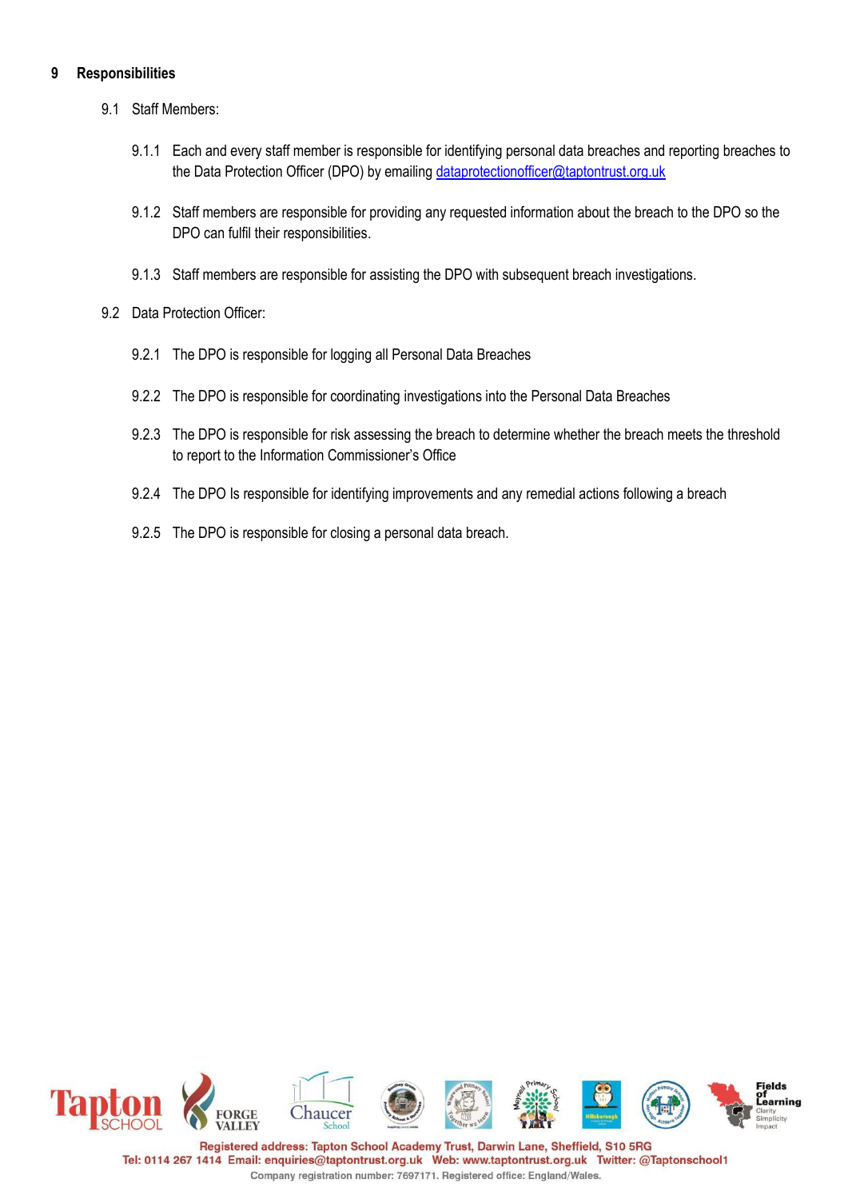## 9 Responsibilities

9.1 Staff Members:

9.1.1 Each and every staff member is responsible for identifying personal data breaches and reporting breaches to the Data Protection Officer (DPO) by emailing dataprotectionofficer@taptontrust.org.uk

9.1.2 Staff members are responsible for providing any requested information about the breach to the DPO so the DPO can fulfil their responsibilities.

9.1.3 Staff members are responsible for assisting the DPO with subsequent breach investigations.

9.2 Data Protection Officer:

9.2.1 The DPO is responsible for logging all Personal Data Breaches

9.2.2 The DPO is responsible for coordinating investigations into the Personal Data Breaches

9.2.3 The DPO is responsible for risk assessing the breach to determine whether the breach meets the threshold to report to the Information Commissioner's Office

9.2.4 The DPO Is responsible for identifying improvements and any remedial actions following a breach

9.2.5 The DPO is responsible for closing a personal data breach.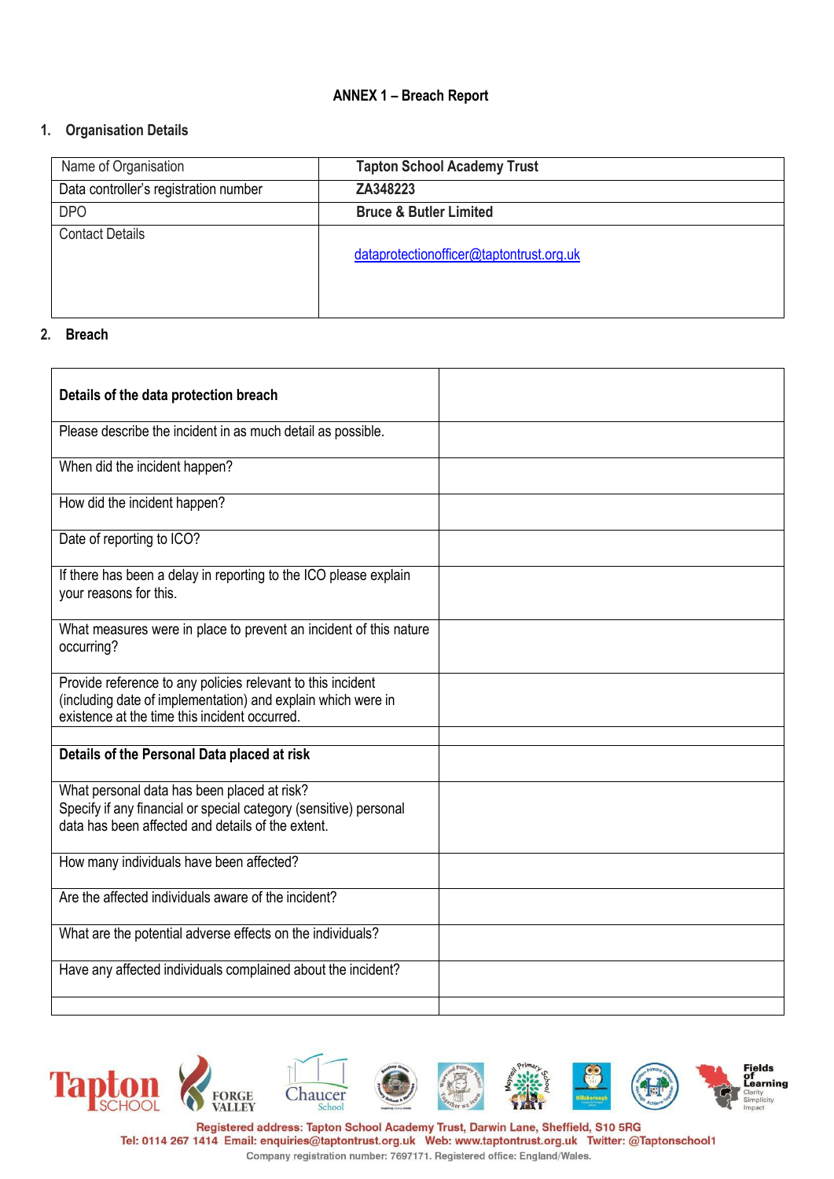**ANNEX 1 – Breach Report**

1. **Organisation Details**

| Name of Organisation | **Tapton School Academy Trust** |
|---|---|
| Data controller's registration number | **ZA348223** |
| DPO | **Bruce & Butler Limited** |
| Contact Details | dataprotectionofficer@taptontrust.org.uk |

2. **Breach**

| **Details of the data protection breach** | |
|---|---|
| Please describe the incident in as much detail as possible. | |
| When did the incident happen? | |
| How did the incident happen? | |
| Date of reporting to ICO? | |
| If there has been a delay in reporting to the ICO please explain your reasons for this. | |
| What measures were in place to prevent an incident of this nature occurring? | |
| Provide reference to any policies relevant to this incident (including date of implementation) and explain which were in existence at the time this incident occurred. | |
| | |
| **Details of the Personal Data placed at risk** | |
| What personal data has been placed at risk? Specify if any financial or special category (sensitive) personal data has been affected and details of the extent. | |
| How many individuals have been affected? | |
| Are the affected individuals aware of the incident? | |
| What are the potential adverse effects on the individuals? | |
| Have any affected individuals complained about the incident? | |
| | |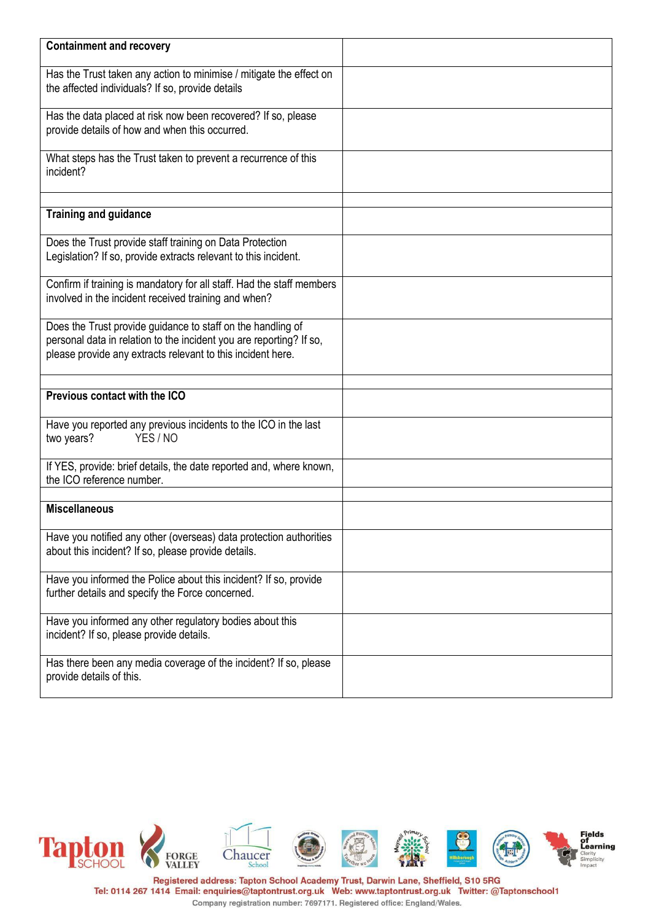| **Containment and recovery** | |
|---|---|
| Has the Trust taken any action to minimise / mitigate the effect on the affected individuals? If so, provide details | |
| Has the data placed at risk now been recovered? If so, please provide details of how and when this occurred. | |
| What steps has the Trust taken to prevent a recurrence of this incident? | |
| | |
| **Training and guidance** | |
| Does the Trust provide staff training on Data Protection Legislation? If so, provide extracts relevant to this incident. | |
| Confirm if training is mandatory for all staff. Had the staff members involved in the incident received training and when? | |
| Does the Trust provide guidance to staff on the handling of personal data in relation to the incident you are reporting? If so, please provide any extracts relevant to this incident here. | |
| | |
| **Previous contact with the ICO** | |
| Have you reported any previous incidents to the ICO in the last two years? YES / NO | |
| If YES, provide: brief details, the date reported and, where known, the ICO reference number. | |
| | |
| **Miscellaneous** | |
| Have you notified any other (overseas) data protection authorities about this incident? If so, please provide details. | |
| Have you informed the Police about this incident? If so, provide further details and specify the Force concerned. | |
| Have you informed any other regulatory bodies about this incident? If so, please provide details. | |
| Has there been any media coverage of the incident? If so, please provide details of this. | |

Registered address: Tapton School Academy Trust, Darwin Lane, Sheffield, S10 5RG
Tel: 0114 267 1414 Email: enquiries@taptontrust.org.uk Web: www.taptontrust.org.uk Twitter: @Taptonschool1
Company registration number: 7697171. Registered office: England/Wales.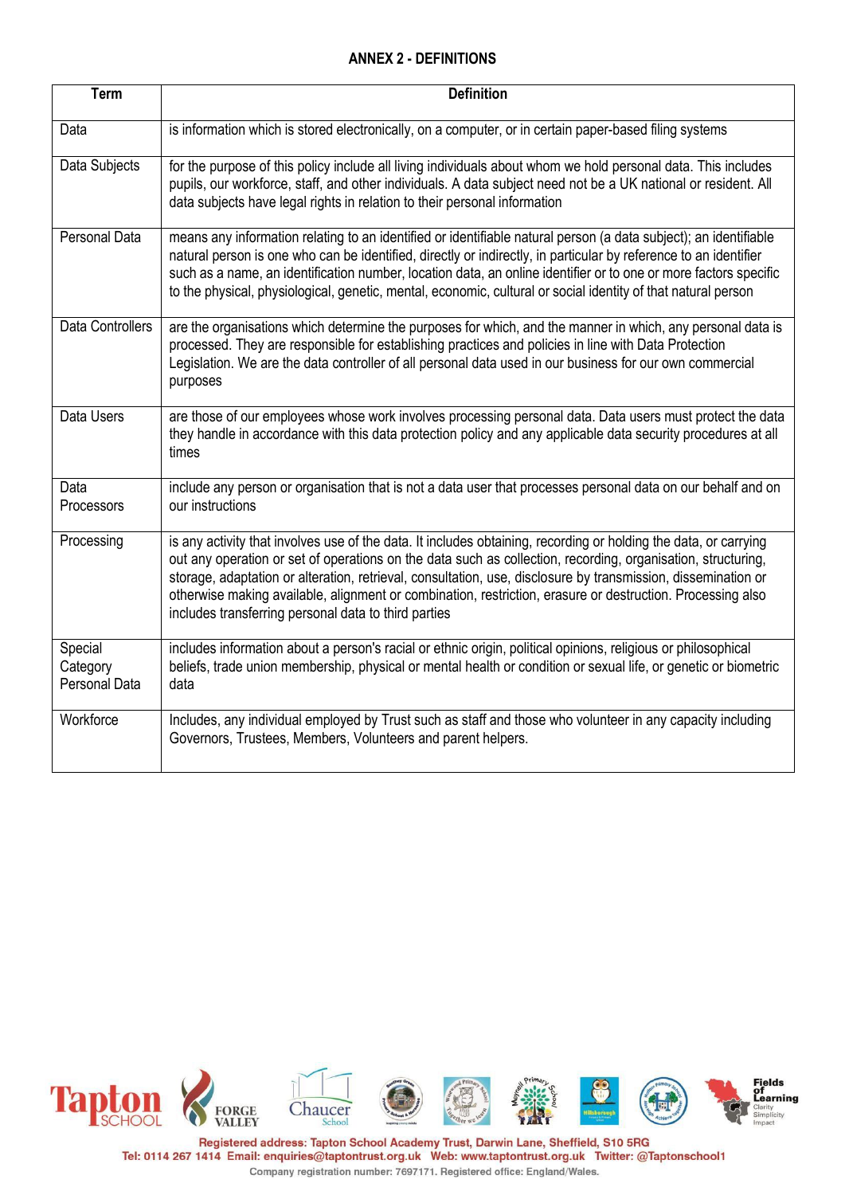## ANNEX 2 - DEFINITIONS

| Term | Definition |
|---|---|
| Data | is information which is stored electronically, on a computer, or in certain paper-based filing systems |
| Data Subjects | for the purpose of this policy include all living individuals about whom we hold personal data. This includes pupils, our workforce, staff, and other individuals. A data subject need not be a UK national or resident. All data subjects have legal rights in relation to their personal information |
| Personal Data | means any information relating to an identified or identifiable natural person (a data subject); an identifiable natural person is one who can be identified, directly or indirectly, in particular by reference to an identifier such as a name, an identification number, location data, an online identifier or to one or more factors specific to the physical, physiological, genetic, mental, economic, cultural or social identity of that natural person |
| Data Controllers | are the organisations which determine the purposes for which, and the manner in which, any personal data is processed. They are responsible for establishing practices and policies in line with Data Protection Legislation. We are the data controller of all personal data used in our business for our own commercial purposes |
| Data Users | are those of our employees whose work involves processing personal data. Data users must protect the data they handle in accordance with this data protection policy and any applicable data security procedures at all times |
| Data Processors | include any person or organisation that is not a data user that processes personal data on our behalf and on our instructions |
| Processing | is any activity that involves use of the data. It includes obtaining, recording or holding the data, or carrying out any operation or set of operations on the data such as collection, recording, organisation, structuring, storage, adaptation or alteration, retrieval, consultation, use, disclosure by transmission, dissemination or otherwise making available, alignment or combination, restriction, erasure or destruction. Processing also includes transferring personal data to third parties |
| Special Category Personal Data | includes information about a person's racial or ethnic origin, political opinions, religious or philosophical beliefs, trade union membership, physical or mental health or condition or sexual life, or genetic or biometric data |
| Workforce | Includes, any individual employed by Trust such as staff and those who volunteer in any capacity including Governors, Trustees, Members, Volunteers and parent helpers. |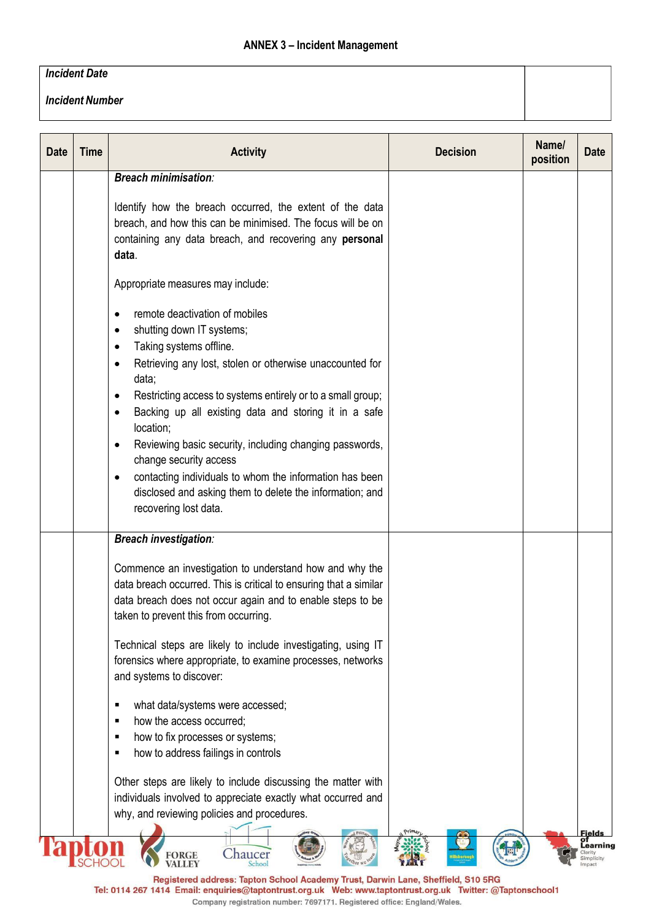### ANNEX 3 – Incident Management

| *Incident Date* | |
|---|---|
| *Incident Number* | |

| Date | Time | Activity | Decision | Name/ position | Date |
|---|---|---|---|---|---|
| | | ***Breach minimisation**:*<br><br>Identify how the breach occurred, the extent of the data breach, and how this can be minimised. The focus will be on containing any data breach, and recovering any **personal data**.<br><br>Appropriate measures may include:<br><br>• remote deactivation of mobiles<br>• shutting down IT systems;<br>• Taking systems offline.<br>• Retrieving any lost, stolen or otherwise unaccounted for data;<br>• Restricting access to systems entirely or to a small group;<br>• Backing up all existing data and storing it in a safe location;<br>• Reviewing basic security, including changing passwords, change security access<br>• contacting individuals to whom the information has been disclosed and asking them to delete the information; and recovering lost data. | | | |
| | | ***Breach investigation**:*<br><br>Commence an investigation to understand how and why the data breach occurred. This is critical to ensuring that a similar data breach does not occur again and to enable steps to be taken to prevent this from occurring.<br><br>Technical steps are likely to include investigating, using IT forensics where appropriate, to examine processes, networks and systems to discover:<br><br>▪ what data/systems were accessed;<br>▪ how the access occurred;<br>▪ how to fix processes or systems;<br>▪ how to address failings in controls<br><br>Other steps are likely to include discussing the matter with individuals involved to appreciate exactly what occurred and why, and reviewing policies and procedures. | | | |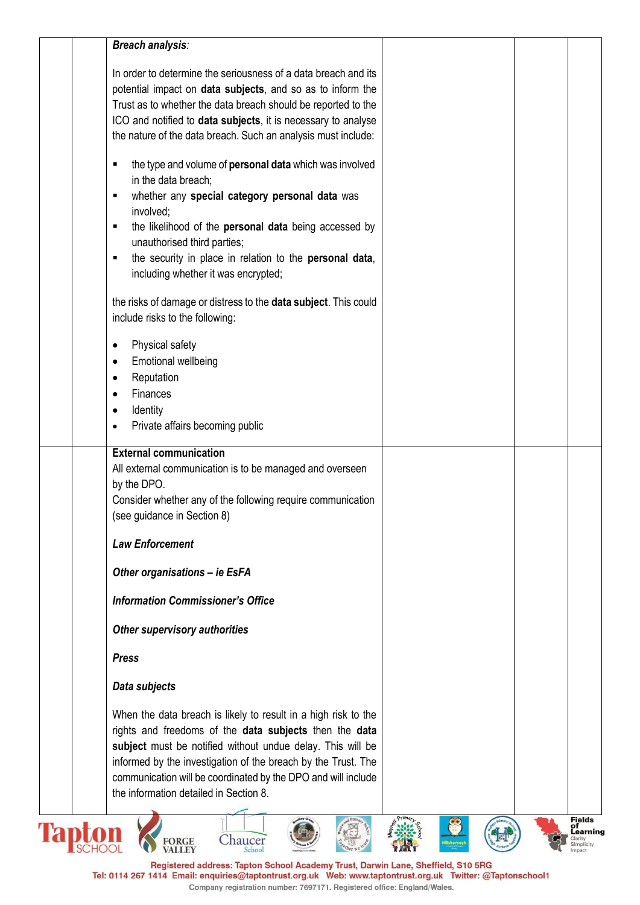| | | | | | |
|---|---|---|---|---|---|
| | | ***Breach analysis****:*<br><br>In order to determine the seriousness of a data breach and its potential impact on **data subjects**, and so as to inform the Trust as to whether the data breach should be reported to the ICO and notified to **data subjects**, it is necessary to analyse the nature of the data breach. Such an analysis must include:<br><br>▪ the type and volume of **personal data** which was involved in the data breach;<br>▪ whether any **special category personal data** was involved;<br>▪ the likelihood of the **personal data** being accessed by unauthorised third parties;<br>▪ the security in place in relation to the **personal data**, including whether it was encrypted;<br><br>the risks of damage or distress to the **data subject**. This could include risks to the following:<br><br>• Physical safety<br>• Emotional wellbeing<br>• Reputation<br>• Finances<br>• Identity<br>• Private affairs becoming public | | | |
| | | **External communication**<br>All external communication is to be managed and overseen by the DPO.<br>Consider whether any of the following require communication (see guidance in Section 8)<br><br>***Law Enforcement***<br><br>***Other organisations – ie EsFA***<br><br>***Information Commissioner's Office***<br><br>***Other supervisory authorities***<br><br>***Press***<br><br>***Data subjects***<br><br>When the data breach is likely to result in a high risk to the rights and freedoms of the **data subjects** then the **data subject** must be notified without undue delay. This will be informed by the investigation of the breach by the Trust. The communication will be coordinated by the DPO and will include the information detailed in Section 8. | | | |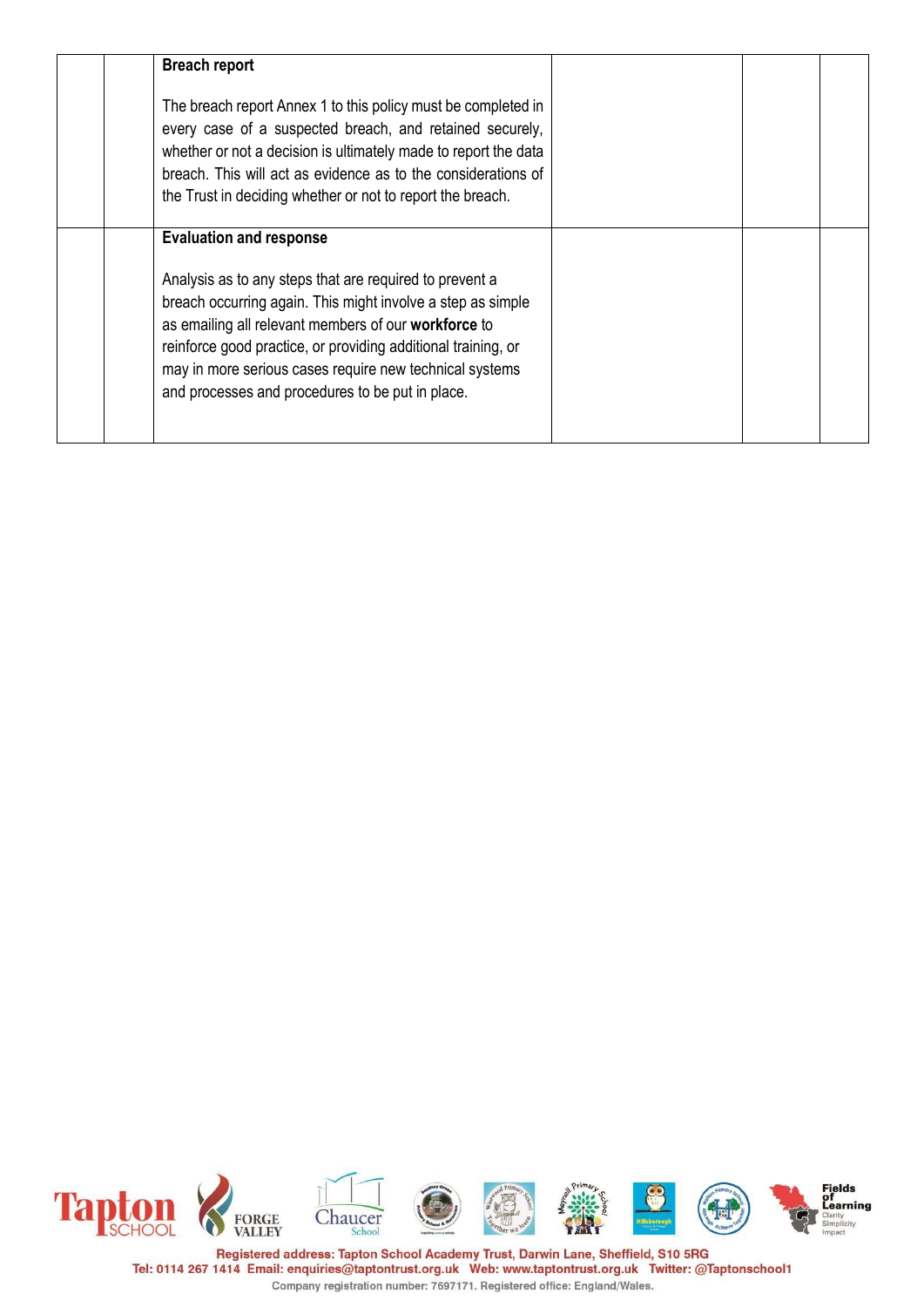| | | | | | |
|---|---|---|---|---|---|
| | | **Breach report**<br><br>The breach report Annex 1 to this policy must be completed in every case of a suspected breach, and retained securely, whether or not a decision is ultimately made to report the data breach. This will act as evidence as to the considerations of the Trust in deciding whether or not to report the breach. | | | |
| | | **Evaluation and response**<br><br>Analysis as to any steps that are required to prevent a breach occurring again. This might involve a step as simple as emailing all relevant members of our **workforce** to reinforce good practice, or providing additional training, or may in more serious cases require new technical systems and processes and procedures to be put in place. | | | |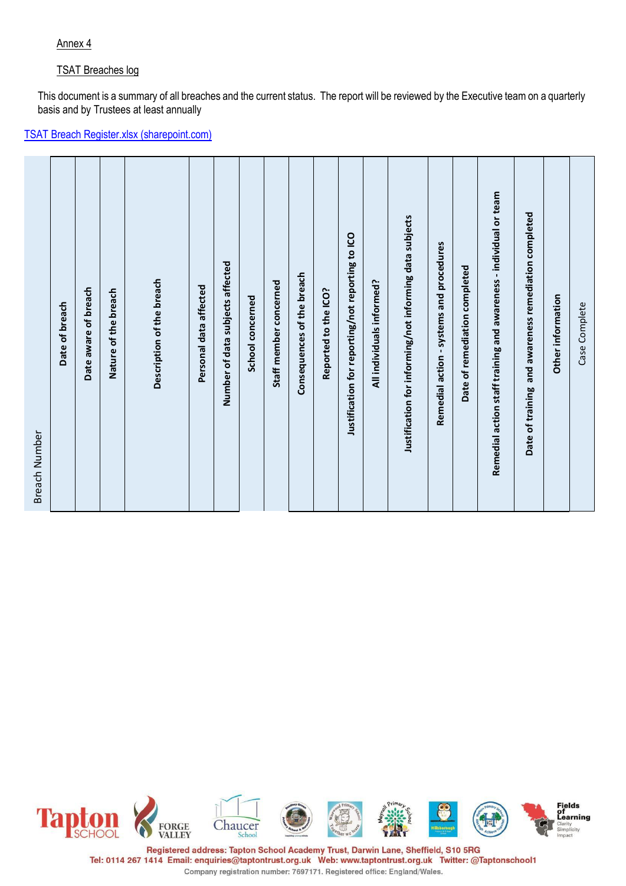Annex 4

TSAT Breaches log

This document is a summary of all breaches and the current status. The report will be reviewed by the Executive team on a quarterly basis and by Trustees at least annually

[TSAT Breach Register.xlsx (sharepoint.com)]

| Breach Number | Date of breach | Date aware of breach | Nature of the breach | Description of the breach | Personal data affected | Number of data subjects affected | School concerned | Staff member concerned | Consequences of the breach | Reported to the ICO? | Justification for reporting/not reporting to ICO | All individuals informed? | Justification for informing/not informing data subjects | Remedial action - systems and procedures | Date of remediation completed | Remedial action staff training and awareness - individual or team | Date of training and awareness remediation completed | Other information | Case Complete |
|---|---|---|---|---|---|---|---|---|---|---|---|---|---|---|---|---|---|---|---|
| | | | | | | | | | | | | | | | | | | | |

Registered address: Tapton School Academy Trust, Darwin Lane, Sheffield, S10 5RG
Tel: 0114 267 1414 Email: enquiries@taptontrust.org.uk Web: www.taptontrust.org.uk Twitter: @Taptonschool1
Company registration number: 7697171. Registered office: England/Wales.